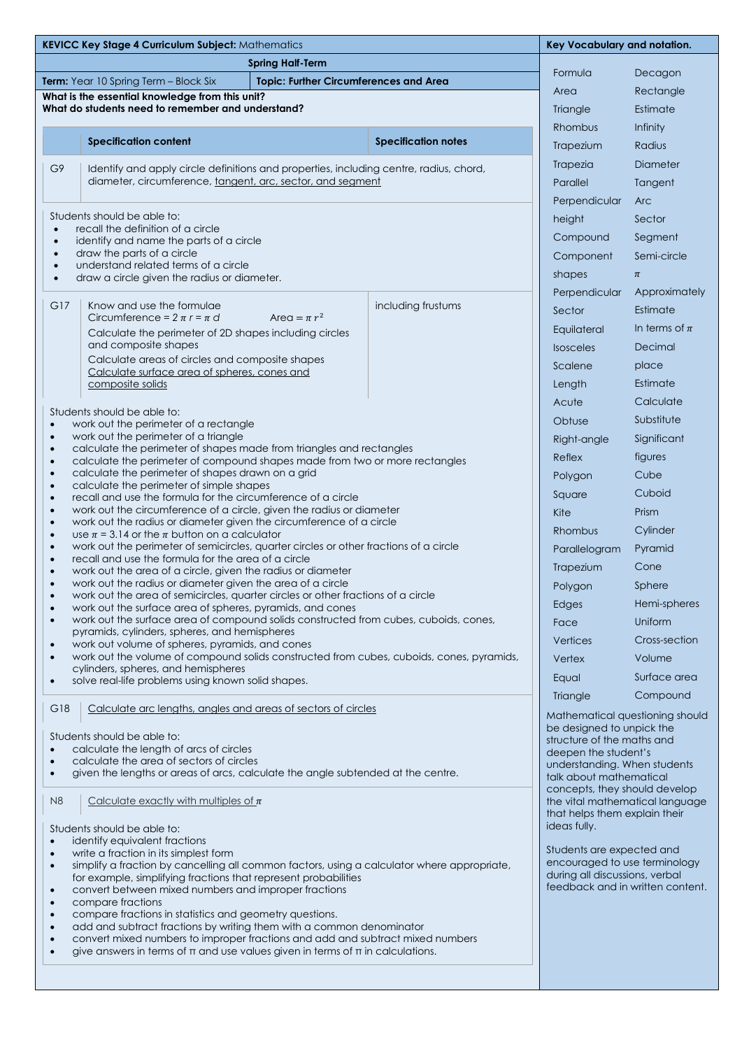**KEVICC Key Stage 4 Curriculum Subject:** Mathematics

**Spring Half-Term**

**Term:** Year 10 Spring Term – Block Six | **Topic: Further Circumferences and Area**

**What is the essential knowledge from this unit?**
**What do students need to remember and understand?**

| | Specification content | Specification notes |
|---|---|---|
| G9 | Identify and apply circle definitions and properties, including centre, radius, chord, diameter, circumference, <u>tangent, arc, sector, and segment</u> | |

Students should be able to:

- recall the definition of a circle
- identify and name the parts of a circle
- draw the parts of a circle
- understand related terms of a circle
- draw a circle given the radius or diameter.

| | | |
|---|---|---|
| G17 | Know and use the formulae<br>Circumference = $2\pi r = \pi d$ Area = $\pi r^2$<br>Calculate the perimeter of 2D shapes including circles and composite shapes<br>Calculate areas of circles and composite shapes<br><u>Calculate surface area of spheres, cones and composite solids</u> | including frustums |

Students should be able to:

- work out the perimeter of a rectangle
- work out the perimeter of a triangle
- calculate the perimeter of shapes made from triangles and rectangles
- calculate the perimeter of compound shapes made from two or more rectangles
- calculate the perimeter of shapes drawn on a grid
- calculate the perimeter of simple shapes
- recall and use the formula for the circumference of a circle
- work out the circumference of a circle, given the radius or diameter
- work out the radius or diameter given the circumference of a circle
- use $\pi$ = 3.14 or the $\pi$ button on a calculator
- work out the perimeter of semicircles, quarter circles or other fractions of a circle
- recall and use the formula for the area of a circle
- work out the area of a circle, given the radius or diameter
- work out the radius or diameter given the area of a circle
- work out the area of semicircles, quarter circles or other fractions of a circle
- work out the surface area of spheres, pyramids, and cones
- work out the surface area of compound solids constructed from cubes, cuboids, cones, pyramids, cylinders, spheres, and hemispheres
- work out volume of spheres, pyramids, and cones
- work out the volume of compound solids constructed from cubes, cuboids, cones, pyramids, cylinders, spheres, and hemispheres
- solve real-life problems using known solid shapes.

| | |
|---|---|
| G18 | <u>Calculate arc lengths, angles and areas of sectors of circles</u> |

Students should be able to:

- calculate the length of arcs of circles
- calculate the area of sectors of circles
- given the lengths or areas of arcs, calculate the angle subtended at the centre.

| | |
|---|---|
| N8 | <u>Calculate exactly with multiples of $\pi$</u> |

Students should be able to:

- identify equivalent fractions
- write a fraction in its simplest form
- simplify a fraction by cancelling all common factors, using a calculator where appropriate, for example, simplifying fractions that represent probabilities
- convert between mixed numbers and improper fractions
- compare fractions
- compare fractions in statistics and geometry questions.
- add and subtract fractions by writing them with a common denominator
- convert mixed numbers to improper fractions and add and subtract mixed numbers
- give answers in terms of π and use values given in terms of π in calculations.

## Key Vocabulary and notation.

| | |
|---|---|
| Formula | Decagon |
| Area | Rectangle |
| Triangle | Estimate |
| Rhombus | Infinity |
| Trapezium | Radius |
| Trapezia | Diameter |
| Parallel | Tangent |
| Perpendicular | Arc |
| height | Sector |
| Compound | Segment |
| Component | Semi-circle |
| shapes | $\pi$ |
| Perpendicular | Approximately |
| Sector | Estimate |
| Equilateral | In terms of $\pi$ |
| Isosceles | Decimal |
| Scalene | place |
| Length | Estimate |
| Acute | Calculate |
| Obtuse | Substitute |
| Right-angle | Significant |
| Reflex | figures |
| Polygon | Cube |
| Square | Cuboid |
| Kite | Prism |
| Rhombus | Cylinder |
| Parallelogram | Pyramid |
| Trapezium | Cone |
| Polygon | Sphere |
| Edges | Hemi-spheres |
| Face | Uniform |
| Vertices | Cross-section |
| Vertex | Volume |
| Equal | Surface area |
| Triangle | Compound |

Mathematical questioning should be designed to unpick the structure of the maths and deepen the student's understanding. When students talk about mathematical concepts, they should develop the vital mathematical language that helps them explain their ideas fully.

Students are expected and encouraged to use terminology during all discussions, verbal feedback and in written content.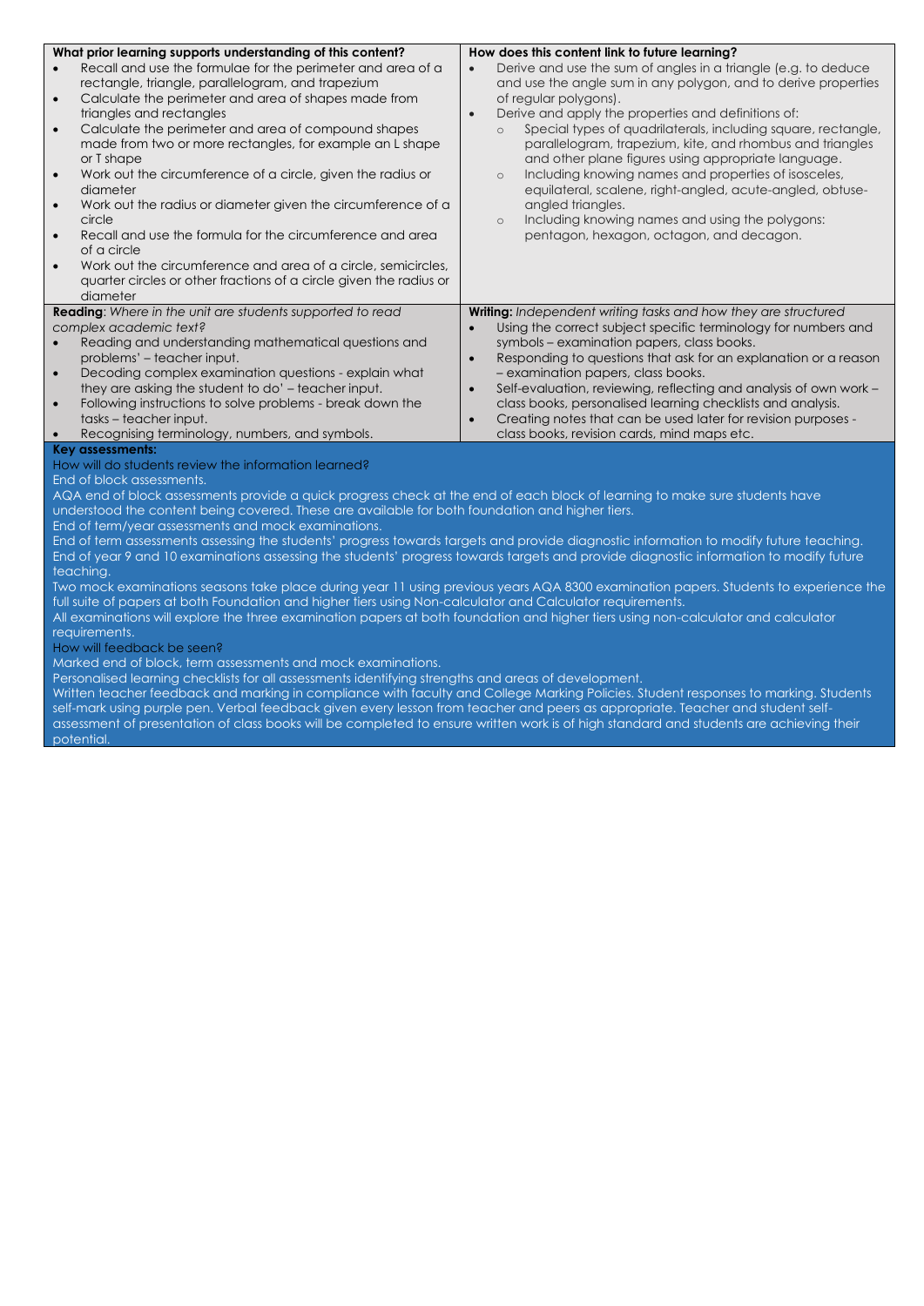**What prior learning supports understanding of this content?**

- Recall and use the formulae for the perimeter and area of a rectangle, triangle, parallelogram, and trapezium
- Calculate the perimeter and area of shapes made from triangles and rectangles
- Calculate the perimeter and area of compound shapes made from two or more rectangles, for example an L shape or T shape
- Work out the circumference of a circle, given the radius or diameter
- Work out the radius or diameter given the circumference of a circle
- Recall and use the formula for the circumference and area of a circle
- Work out the circumference and area of a circle, semicircles, quarter circles or other fractions of a circle given the radius or diameter

**How does this content link to future learning?**

- Derive and use the sum of angles in a triangle (e.g. to deduce and use the angle sum in any polygon, and to derive properties of regular polygons).
- Derive and apply the properties and definitions of:
  - Special types of quadrilaterals, including square, rectangle, parallelogram, trapezium, kite, and rhombus and triangles and other plane figures using appropriate language.
  - Including knowing names and properties of isosceles, equilateral, scalene, right-angled, acute-angled, obtuse-angled triangles.
  - Including knowing names and using the polygons: pentagon, hexagon, octagon, and decagon.

**Reading**: *Where in the unit are students supported to read complex academic text?*

- Reading and understanding mathematical questions and problems' – teacher input.
- Decoding complex examination questions - explain what they are asking the student to do' – teacher input.
- Following instructions to solve problems - break down the tasks – teacher input.
- Recognising terminology, numbers, and symbols.

**Writing:** *Independent writing tasks and how they are structured*

- Using the correct subject specific terminology for numbers and symbols – examination papers, class books.
- Responding to questions that ask for an explanation or a reason – examination papers, class books.
- Self-evaluation, reviewing, reflecting and analysis of own work – class books, personalised learning checklists and analysis.
- Creating notes that can be used later for revision purposes - class books, revision cards, mind maps etc.

**Key assessments:**

How will do students review the information learned?

End of block assessments.

AQA end of block assessments provide a quick progress check at the end of each block of learning to make sure students have understood the content being covered. These are available for both foundation and higher tiers.

End of term/year assessments and mock examinations.

End of term assessments assessing the students' progress towards targets and provide diagnostic information to modify future teaching.
End of year 9 and 10 examinations assessing the students' progress towards targets and provide diagnostic information to modify future teaching.

Two mock examinations seasons take place during year 11 using previous years AQA 8300 examination papers. Students to experience the full suite of papers at both Foundation and higher tiers using Non-calculator and Calculator requirements.

All examinations will explore the three examination papers at both foundation and higher tiers using non-calculator and calculator requirements.

How will feedback be seen?

Marked end of block, term assessments and mock examinations.

Personalised learning checklists for all assessments identifying strengths and areas of development.

Written teacher feedback and marking in compliance with faculty and College Marking Policies. Student responses to marking. Students self-mark using purple pen. Verbal feedback given every lesson from teacher and peers as appropriate. Teacher and student self-assessment of presentation of class books will be completed to ensure written work is of high standard and students are achieving their potential.